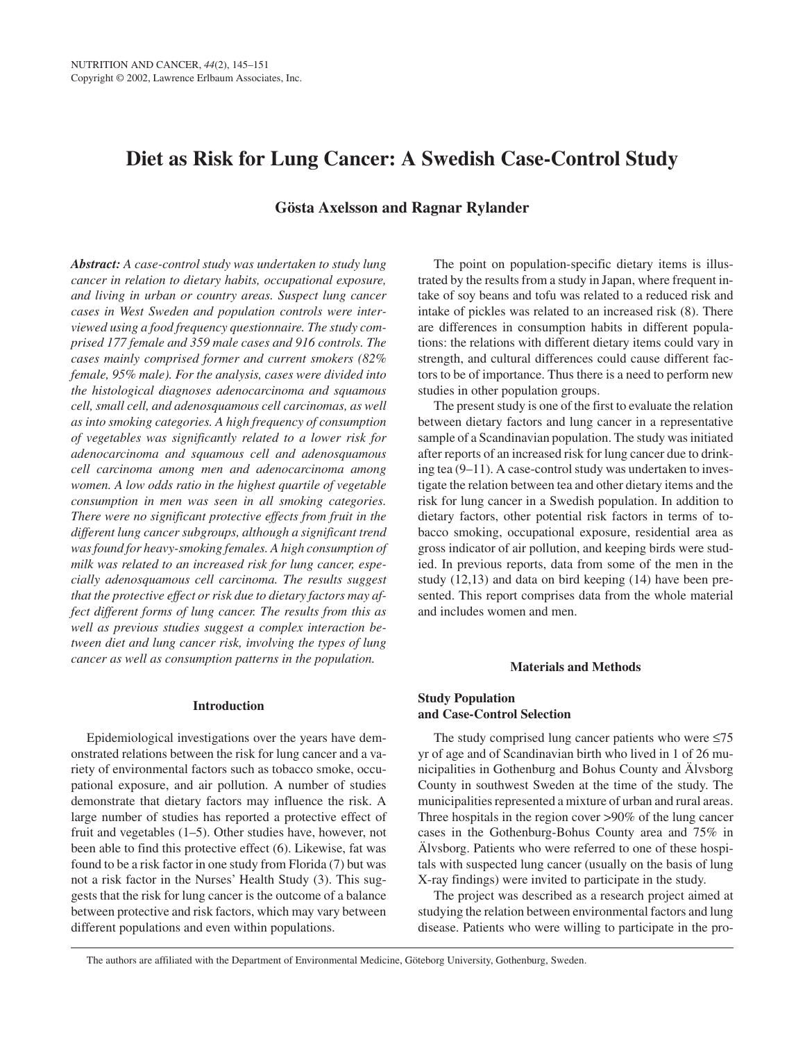# Diet as Risk for Lung Cancer: A Swedish Case-Control Study

**Gösta Axelsson and Ragnar Rylander**

***Abstract:*** *A case-control study was undertaken to study lung cancer in relation to dietary habits, occupational exposure, and living in urban or country areas. Suspect lung cancer cases in West Sweden and population controls were interviewed using a food frequency questionnaire. The study comprised 177 female and 359 male cases and 916 controls. The cases mainly comprised former and current smokers (82% female, 95% male). For the analysis, cases were divided into the histological diagnoses adenocarcinoma and squamous cell, small cell, and adenosquamous cell carcinomas, as well as into smoking categories. A high frequency of consumption of vegetables was significantly related to a lower risk for adenocarcinoma and squamous cell and adenosquamous cell carcinoma among men and adenocarcinoma among women. A low odds ratio in the highest quartile of vegetable consumption in men was seen in all smoking categories. There were no significant protective effects from fruit in the different lung cancer subgroups, although a significant trend was found for heavy-smoking females. A high consumption of milk was related to an increased risk for lung cancer, especially adenosquamous cell carcinoma. The results suggest that the protective effect or risk due to dietary factors may affect different forms of lung cancer. The results from this as well as previous studies suggest a complex interaction between diet and lung cancer risk, involving the types of lung cancer as well as consumption patterns in the population.*

## Introduction

Epidemiological investigations over the years have demonstrated relations between the risk for lung cancer and a variety of environmental factors such as tobacco smoke, occupational exposure, and air pollution. A number of studies demonstrate that dietary factors may influence the risk. A large number of studies has reported a protective effect of fruit and vegetables (1–5). Other studies have, however, not been able to find this protective effect (6). Likewise, fat was found to be a risk factor in one study from Florida (7) but was not a risk factor in the Nurses' Health Study (3). This suggests that the risk for lung cancer is the outcome of a balance between protective and risk factors, which may vary between different populations and even within populations.

The point on population-specific dietary items is illustrated by the results from a study in Japan, where frequent intake of soy beans and tofu was related to a reduced risk and intake of pickles was related to an increased risk (8). There are differences in consumption habits in different populations: the relations with different dietary items could vary in strength, and cultural differences could cause different factors to be of importance. Thus there is a need to perform new studies in other population groups.

The present study is one of the first to evaluate the relation between dietary factors and lung cancer in a representative sample of a Scandinavian population. The study was initiated after reports of an increased risk for lung cancer due to drinking tea (9–11). A case-control study was undertaken to investigate the relation between tea and other dietary items and the risk for lung cancer in a Swedish population. In addition to dietary factors, other potential risk factors in terms of tobacco smoking, occupational exposure, residential area as gross indicator of air pollution, and keeping birds were studied. In previous reports, data from some of the men in the study (12,13) and data on bird keeping (14) have been presented. This report comprises data from the whole material and includes women and men.

## Materials and Methods

### Study Population and Case-Control Selection

The study comprised lung cancer patients who were ≤75 yr of age and of Scandinavian birth who lived in 1 of 26 municipalities in Gothenburg and Bohus County and Älvsborg County in southwest Sweden at the time of the study. The municipalities represented a mixture of urban and rural areas. Three hospitals in the region cover >90% of the lung cancer cases in the Gothenburg-Bohus County area and 75% in Älvsborg. Patients who were referred to one of these hospitals with suspected lung cancer (usually on the basis of lung X-ray findings) were invited to participate in the study.

The project was described as a research project aimed at studying the relation between environmental factors and lung disease. Patients who were willing to participate in the pro-

The authors are affiliated with the Department of Environmental Medicine, Göteborg University, Gothenburg, Sweden.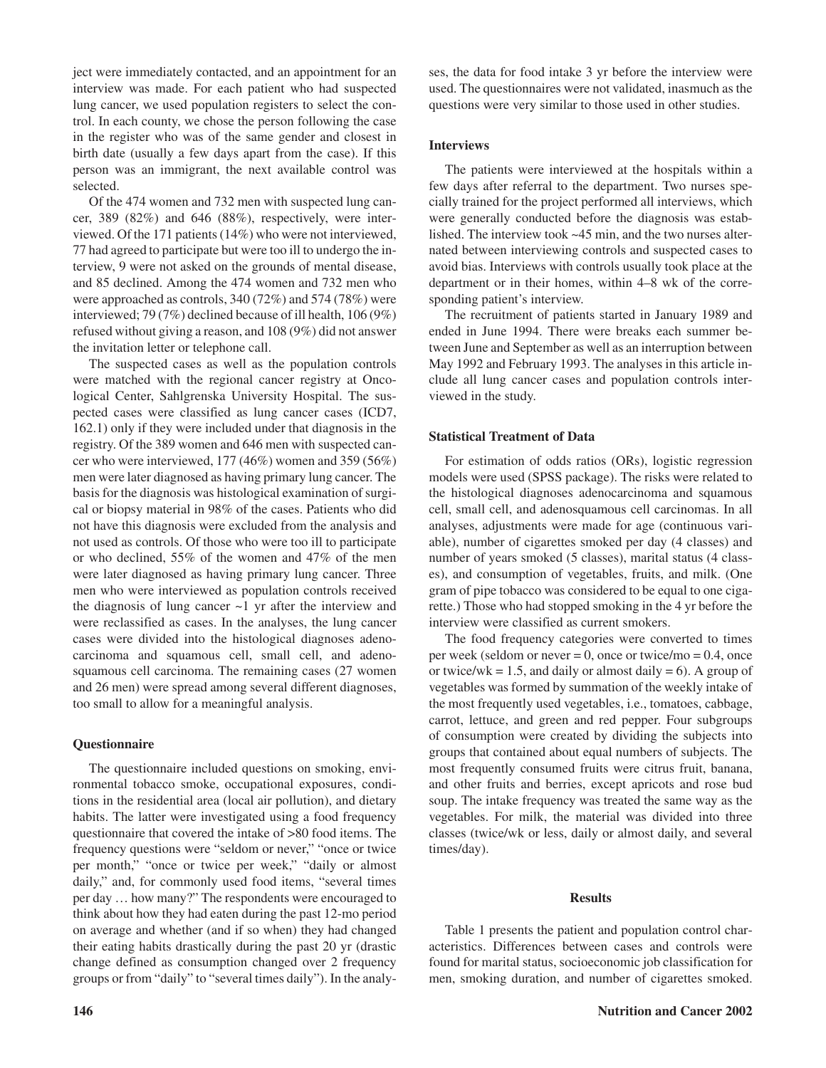ject were immediately contacted, and an appointment for an interview was made. For each patient who had suspected lung cancer, we used population registers to select the control. In each county, we chose the person following the case in the register who was of the same gender and closest in birth date (usually a few days apart from the case). If this person was an immigrant, the next available control was selected.

Of the 474 women and 732 men with suspected lung cancer, 389 (82%) and 646 (88%), respectively, were interviewed. Of the 171 patients (14%) who were not interviewed, 77 had agreed to participate but were too ill to undergo the interview, 9 were not asked on the grounds of mental disease, and 85 declined. Among the 474 women and 732 men who were approached as controls, 340 (72%) and 574 (78%) were interviewed; 79 (7%) declined because of ill health, 106 (9%) refused without giving a reason, and 108 (9%) did not answer the invitation letter or telephone call.

The suspected cases as well as the population controls were matched with the regional cancer registry at Oncological Center, Sahlgrenska University Hospital. The suspected cases were classified as lung cancer cases (ICD7, 162.1) only if they were included under that diagnosis in the registry. Of the 389 women and 646 men with suspected cancer who were interviewed, 177 (46%) women and 359 (56%) men were later diagnosed as having primary lung cancer. The basis for the diagnosis was histological examination of surgical or biopsy material in 98% of the cases. Patients who did not have this diagnosis were excluded from the analysis and not used as controls. Of those who were too ill to participate or who declined, 55% of the women and 47% of the men were later diagnosed as having primary lung cancer. Three men who were interviewed as population controls received the diagnosis of lung cancer ~1 yr after the interview and were reclassified as cases. In the analyses, the lung cancer cases were divided into the histological diagnoses adenocarcinoma and squamous cell, small cell, and adenosquamous cell carcinoma. The remaining cases (27 women and 26 men) were spread among several different diagnoses, too small to allow for a meaningful analysis.

### Questionnaire

The questionnaire included questions on smoking, environmental tobacco smoke, occupational exposures, conditions in the residential area (local air pollution), and dietary habits. The latter were investigated using a food frequency questionnaire that covered the intake of >80 food items. The frequency questions were "seldom or never," "once or twice per month," "once or twice per week," "daily or almost daily," and, for commonly used food items, "several times per day … how many?" The respondents were encouraged to think about how they had eaten during the past 12-mo period on average and whether (and if so when) they had changed their eating habits drastically during the past 20 yr (drastic change defined as consumption changed over 2 frequency groups or from "daily" to "several times daily"). In the analyses, the data for food intake 3 yr before the interview were used. The questionnaires were not validated, inasmuch as the questions were very similar to those used in other studies.

### Interviews

The patients were interviewed at the hospitals within a few days after referral to the department. Two nurses specially trained for the project performed all interviews, which were generally conducted before the diagnosis was established. The interview took ~45 min, and the two nurses alternated between interviewing controls and suspected cases to avoid bias. Interviews with controls usually took place at the department or in their homes, within 4–8 wk of the corresponding patient's interview.

The recruitment of patients started in January 1989 and ended in June 1994. There were breaks each summer between June and September as well as an interruption between May 1992 and February 1993. The analyses in this article include all lung cancer cases and population controls interviewed in the study.

### Statistical Treatment of Data

For estimation of odds ratios (ORs), logistic regression models were used (SPSS package). The risks were related to the histological diagnoses adenocarcinoma and squamous cell, small cell, and adenosquamous cell carcinomas. In all analyses, adjustments were made for age (continuous variable), number of cigarettes smoked per day (4 classes) and number of years smoked (5 classes), marital status (4 classes), and consumption of vegetables, fruits, and milk. (One gram of pipe tobacco was considered to be equal to one cigarette.) Those who had stopped smoking in the 4 yr before the interview were classified as current smokers.

The food frequency categories were converted to times per week (seldom or never = 0, once or twice/mo = 0.4, once or twice/wk = 1.5, and daily or almost daily = 6). A group of vegetables was formed by summation of the weekly intake of the most frequently used vegetables, i.e., tomatoes, cabbage, carrot, lettuce, and green and red pepper. Four subgroups of consumption were created by dividing the subjects into groups that contained about equal numbers of subjects. The most frequently consumed fruits were citrus fruit, banana, and other fruits and berries, except apricots and rose bud soup. The intake frequency was treated the same way as the vegetables. For milk, the material was divided into three classes (twice/wk or less, daily or almost daily, and several times/day).

## Results

Table 1 presents the patient and population control characteristics. Differences between cases and controls were found for marital status, socioeconomic job classification for men, smoking duration, and number of cigarettes smoked.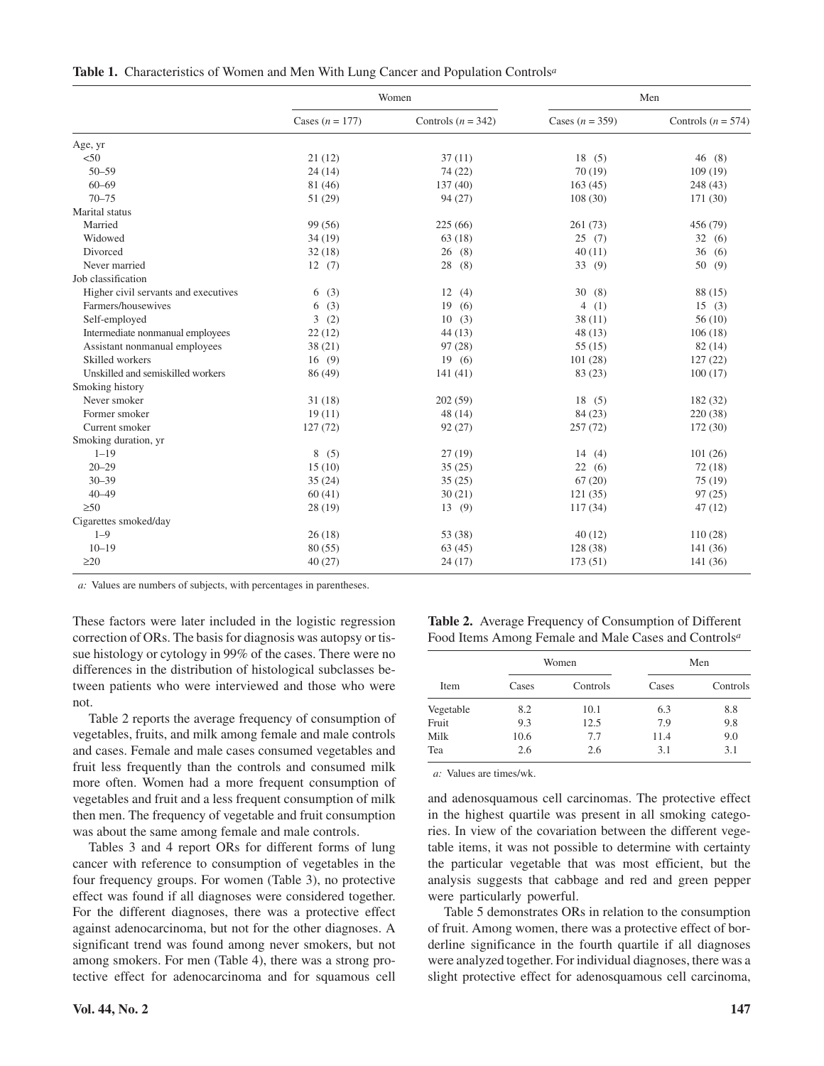**Table 1.** Characteristics of Women and Men With Lung Cancer and Population Controls[a]

| | Women | | Men | |
|---|---|---|---|---|
| | Cases ($n$ = 177) | Controls ($n$ = 342) | Cases ($n$ = 359) | Controls ($n$ = 574) |
| Age, yr | | | | |
| <50 | 21 (12) | 37 (11) | 18 (5) | 46 (8) |
| 50–59 | 24 (14) | 74 (22) | 70 (19) | 109 (19) |
| 60–69 | 81 (46) | 137 (40) | 163 (45) | 248 (43) |
| 70–75 | 51 (29) | 94 (27) | 108 (30) | 171 (30) |
| Marital status | | | | |
| Married | 99 (56) | 225 (66) | 261 (73) | 456 (79) |
| Widowed | 34 (19) | 63 (18) | 25 (7) | 32 (6) |
| Divorced | 32 (18) | 26 (8) | 40 (11) | 36 (6) |
| Never married | 12 (7) | 28 (8) | 33 (9) | 50 (9) |
| Job classification | | | | |
| Higher civil servants and executives | 6 (3) | 12 (4) | 30 (8) | 88 (15) |
| Farmers/housewives | 6 (3) | 19 (6) | 4 (1) | 15 (3) |
| Self-employed | 3 (2) | 10 (3) | 38 (11) | 56 (10) |
| Intermediate nonmanual employees | 22 (12) | 44 (13) | 48 (13) | 106 (18) |
| Assistant nonmanual employees | 38 (21) | 97 (28) | 55 (15) | 82 (14) |
| Skilled workers | 16 (9) | 19 (6) | 101 (28) | 127 (22) |
| Unskilled and semiskilled workers | 86 (49) | 141 (41) | 83 (23) | 100 (17) |
| Smoking history | | | | |
| Never smoker | 31 (18) | 202 (59) | 18 (5) | 182 (32) |
| Former smoker | 19 (11) | 48 (14) | 84 (23) | 220 (38) |
| Current smoker | 127 (72) | 92 (27) | 257 (72) | 172 (30) |
| Smoking duration, yr | | | | |
| 1–19 | 8 (5) | 27 (19) | 14 (4) | 101 (26) |
| 20–29 | 15 (10) | 35 (25) | 22 (6) | 72 (18) |
| 30–39 | 35 (24) | 35 (25) | 67 (20) | 75 (19) |
| 40–49 | 60 (41) | 30 (21) | 121 (35) | 97 (25) |
| ≥50 | 28 (19) | 13 (9) | 117 (34) | 47 (12) |
| Cigarettes smoked/day | | | | |
| 1–9 | 26 (18) | 53 (38) | 40 (12) | 110 (28) |
| 10–19 | 80 (55) | 63 (45) | 128 (38) | 141 (36) |
| ≥20 | 40 (27) | 24 (17) | 173 (51) | 141 (36) |

*a:* Values are numbers of subjects, with percentages in parentheses.

These factors were later included in the logistic regression correction of ORs. The basis for diagnosis was autopsy or tissue histology or cytology in 99% of the cases. There were no differences in the distribution of histological subclasses between patients who were interviewed and those who were not.

Table 2 reports the average frequency of consumption of vegetables, fruits, and milk among female and male controls and cases. Female and male cases consumed vegetables and fruit less frequently than the controls and consumed milk more often. Women had a more frequent consumption of vegetables and fruit and a less frequent consumption of milk then men. The frequency of vegetable and fruit consumption was about the same among female and male controls.

Tables 3 and 4 report ORs for different forms of lung cancer with reference to consumption of vegetables in the four frequency groups. For women (Table 3), no protective effect was found if all diagnoses were considered together. For the different diagnoses, there was a protective effect against adenocarcinoma, but not for the other diagnoses. A significant trend was found among never smokers, but not among smokers. For men (Table 4), there was a strong protective effect for adenocarcinoma and for squamous cell and adenosquamous cell carcinomas. The protective effect in the highest quartile was present in all smoking categories. In view of the covariation between the different vegetable items, it was not possible to determine with certainty the particular vegetable that was most efficient, but the analysis suggests that cabbage and red and green pepper were particularly powerful.

**Table 2.** Average Frequency of Consumption of Different Food Items Among Female and Male Cases and Controls[a]

| Item | Women | | Men | |
|---|---|---|---|---|
| | Cases | Controls | Cases | Controls |
| Vegetable | 8.2 | 10.1 | 6.3 | 8.8 |
| Fruit | 9.3 | 12.5 | 7.9 | 9.8 |
| Milk | 10.6 | 7.7 | 11.4 | 9.0 |
| Tea | 2.6 | 2.6 | 3.1 | 3.1 |

*a:* Values are times/wk.

Table 5 demonstrates ORs in relation to the consumption of fruit. Among women, there was a protective effect of borderline significance in the fourth quartile if all diagnoses were analyzed together. For individual diagnoses, there was a slight protective effect for adenosquamous cell carcinoma,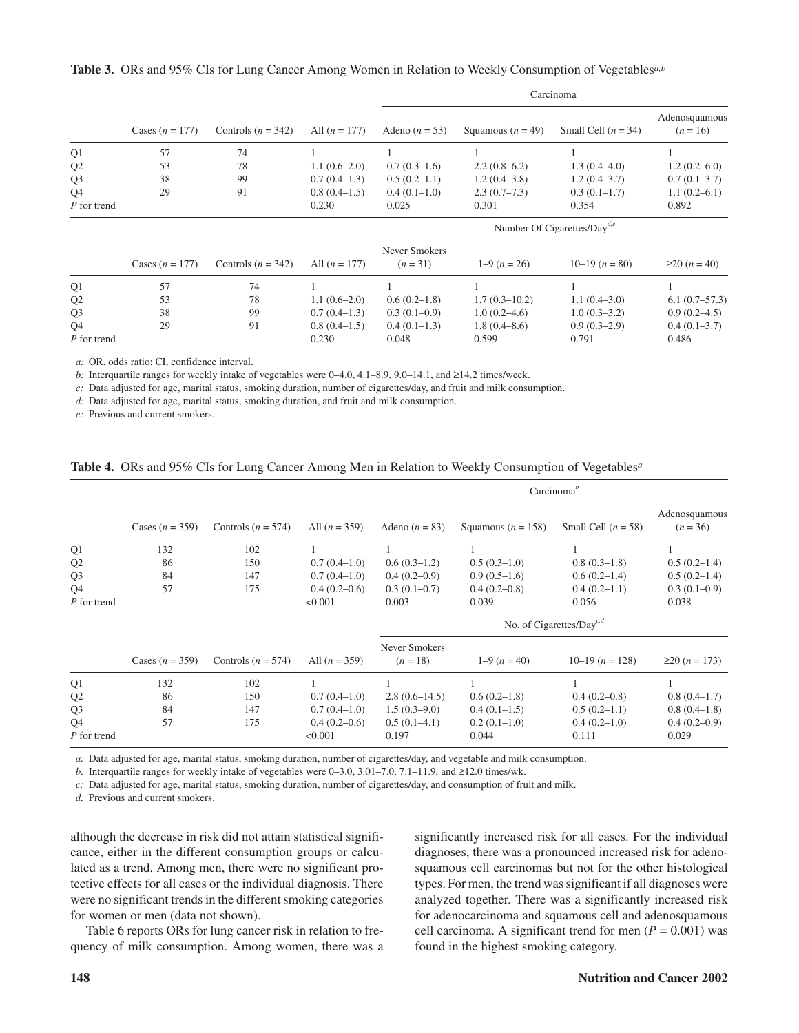**Table 3.** ORs and 95% CIs for Lung Cancer Among Women in Relation to Weekly Consumption of Vegetables[a,b]

| | | | | Carcinoma[c] | | | |
|---|---|---|---|---|---|---|---|
| | Cases ($n$ = 177) | Controls ($n$ = 342) | All ($n$ = 177) | Adeno ($n$ = 53) | Squamous ($n$ = 49) | Small Cell ($n$ = 34) | Adenosquamous ($n$ = 16) |
| Q1 | 57 | 74 | 1 | 1 | 1 | 1 | 1 |
| Q2 | 53 | 78 | 1.1 (0.6–2.0) | 0.7 (0.3–1.6) | 2.2 (0.8–6.2) | 1.3 (0.4–4.0) | 1.2 (0.2–6.0) |
| Q3 | 38 | 99 | 0.7 (0.4–1.3) | 0.5 (0.2–1.1) | 1.2 (0.4–3.8) | 1.2 (0.4–3.7) | 0.7 (0.1–3.7) |
| Q4 | 29 | 91 | 0.8 (0.4–1.5) | 0.4 (0.1–1.0) | 2.3 (0.7–7.3) | 0.3 (0.1–1.7) | 1.1 (0.2–6.1) |
| *P* for trend | | | 0.230 | 0.025 | 0.301 | 0.354 | 0.892 |
| | | | | Number Of Cigarettes/Day[d,e] | | | |
| | Cases ($n$ = 177) | Controls ($n$ = 342) | All ($n$ = 177) | Never Smokers ($n$ = 31) | 1–9 ($n$ = 26) | 10–19 ($n$ = 80) | ≥20 ($n$ = 40) |
| Q1 | 57 | 74 | 1 | 1 | 1 | 1 | 1 |
| Q2 | 53 | 78 | 1.1 (0.6–2.0) | 0.6 (0.2–1.8) | 1.7 (0.3–10.2) | 1.1 (0.4–3.0) | 6.1 (0.7–57.3) |
| Q3 | 38 | 99 | 0.7 (0.4–1.3) | 0.3 (0.1–0.9) | 1.0 (0.2–4.6) | 1.0 (0.3–3.2) | 0.9 (0.2–4.5) |
| Q4 | 29 | 91 | 0.8 (0.4–1.5) | 0.4 (0.1–1.3) | 1.8 (0.4–8.6) | 0.9 (0.3–2.9) | 0.4 (0.1–3.7) |
| *P* for trend | | | 0.230 | 0.048 | 0.599 | 0.791 | 0.486 |

*a:* OR, odds ratio; CI, confidence interval.
*b:* Interquartile ranges for weekly intake of vegetables were 0–4.0, 4.1–8.9, 9.0–14.1, and ≥14.2 times/week.
*c:* Data adjusted for age, marital status, smoking duration, number of cigarettes/day, and fruit and milk consumption.
*d:* Data adjusted for age, marital status, smoking duration, and fruit and milk consumption.
*e:* Previous and current smokers.

**Table 4.** ORs and 95% CIs for Lung Cancer Among Men in Relation to Weekly Consumption of Vegetables[a]

| | | | | Carcinoma[b] | | | |
|---|---|---|---|---|---|---|---|
| | Cases ($n$ = 359) | Controls ($n$ = 574) | All ($n$ = 359) | Adeno ($n$ = 83) | Squamous ($n$ = 158) | Small Cell ($n$ = 58) | Adenosquamous ($n$ = 36) |
| Q1 | 132 | 102 | 1 | 1 | 1 | 1 | 1 |
| Q2 | 86 | 150 | 0.7 (0.4–1.0) | 0.6 (0.3–1.2) | 0.5 (0.3–1.0) | 0.8 (0.3–1.8) | 0.5 (0.2–1.4) |
| Q3 | 84 | 147 | 0.7 (0.4–1.0) | 0.4 (0.2–0.9) | 0.9 (0.5–1.6) | 0.6 (0.2–1.4) | 0.5 (0.2–1.4) |
| Q4 | 57 | 175 | 0.4 (0.2–0.6) | 0.3 (0.1–0.7) | 0.4 (0.2–0.8) | 0.4 (0.2–1.1) | 0.3 (0.1–0.9) |
| *P* for trend | | | <0.001 | 0.003 | 0.039 | 0.056 | 0.038 |
| | | | | No. of Cigarettes/Day[c,d] | | | |
| | Cases ($n$ = 359) | Controls ($n$ = 574) | All ($n$ = 359) | Never Smokers ($n$ = 18) | 1–9 ($n$ = 40) | 10–19 ($n$ = 128) | ≥20 ($n$ = 173) |
| Q1 | 132 | 102 | 1 | 1 | 1 | 1 | 1 |
| Q2 | 86 | 150 | 0.7 (0.4–1.0) | 2.8 (0.6–14.5) | 0.6 (0.2–1.8) | 0.4 (0.2–0.8) | 0.8 (0.4–1.7) |
| Q3 | 84 | 147 | 0.7 (0.4–1.0) | 1.5 (0.3–9.0) | 0.4 (0.1–1.5) | 0.5 (0.2–1.1) | 0.8 (0.4–1.8) |
| Q4 | 57 | 175 | 0.4 (0.2–0.6) | 0.5 (0.1–4.1) | 0.2 (0.1–1.0) | 0.4 (0.2–1.0) | 0.4 (0.2–0.9) |
| *P* for trend | | | <0.001 | 0.197 | 0.044 | 0.111 | 0.029 |

*a:* Data adjusted for age, marital status, smoking duration, number of cigarettes/day, and vegetable and milk consumption.
*b:* Interquartile ranges for weekly intake of vegetables were 0–3.0, 3.01–7.0, 7.1–11.9, and ≥12.0 times/wk.
*c:* Data adjusted for age, marital status, smoking duration, number of cigarettes/day, and consumption of fruit and milk.
*d:* Previous and current smokers.

although the decrease in risk did not attain statistical significance, either in the different consumption groups or calculated as a trend. Among men, there were no significant protective effects for all cases or the individual diagnosis. There were no significant trends in the different smoking categories for women or men (data not shown).

Table 6 reports ORs for lung cancer risk in relation to frequency of milk consumption. Among women, there was a significantly increased risk for all cases. For the individual diagnoses, there was a pronounced increased risk for adenosquamous cell carcinomas but not for the other histological types. For men, the trend was significant if all diagnoses were analyzed together. There was a significantly increased risk for adenocarcinoma and squamous cell and adenosquamous cell carcinoma. A significant trend for men ($P$ = 0.001) was found in the highest smoking category.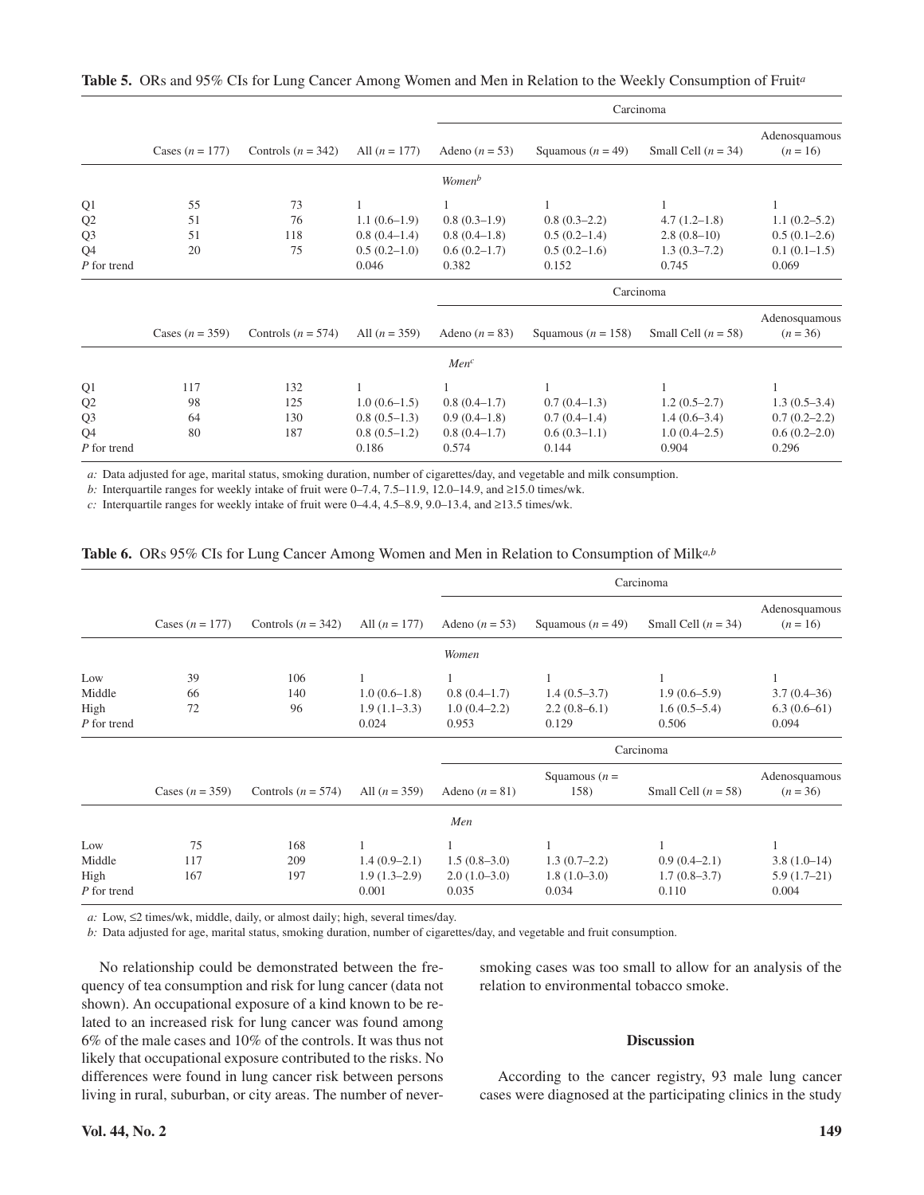**Table 5.** ORs and 95% CIs for Lung Cancer Among Women and Men in Relation to the Weekly Consumption of Fruit[a]

| | Cases ($n$ = 177) | Controls ($n$ = 342) | All ($n$ = 177) | Carcinoma | | | |
|---|---|---|---|---|---|---|---|
| | | | | Adeno ($n$ = 53) | Squamous ($n$ = 49) | Small Cell ($n$ = 34) | Adenosquamous ($n$ = 16) |
| | | | | *Women*[b] | | | |
| Q1 | 55 | 73 | 1 | 1 | 1 | 1 | 1 |
| Q2 | 51 | 76 | 1.1 (0.6–1.9) | 0.8 (0.3–1.9) | 0.8 (0.3–2.2) | 4.7 (1.2–1.8) | 1.1 (0.2–5.2) |
| Q3 | 51 | 118 | 0.8 (0.4–1.4) | 0.8 (0.4–1.8) | 0.5 (0.2–1.4) | 2.8 (0.8–10) | 0.5 (0.1–2.6) |
| Q4 | 20 | 75 | 0.5 (0.2–1.0) | 0.6 (0.2–1.7) | 0.5 (0.2–1.6) | 1.3 (0.3–7.2) | 0.1 (0.1–1.5) |
| *P* for trend | | | 0.046 | 0.382 | 0.152 | 0.745 | 0.069 |

| | Cases ($n$ = 359) | Controls ($n$ = 574) | All ($n$ = 359) | Carcinoma | | | |
|---|---|---|---|---|---|---|---|
| | | | | Adeno ($n$ = 83) | Squamous ($n$ = 158) | Small Cell ($n$ = 58) | Adenosquamous ($n$ = 36) |
| | | | | *Men*[c] | | | |
| Q1 | 117 | 132 | 1 | 1 | 1 | 1 | 1 |
| Q2 | 98 | 125 | 1.0 (0.6–1.5) | 0.8 (0.4–1.7) | 0.7 (0.4–1.3) | 1.2 (0.5–2.7) | 1.3 (0.5–3.4) |
| Q3 | 64 | 130 | 0.8 (0.5–1.3) | 0.9 (0.4–1.8) | 0.7 (0.4–1.4) | 1.4 (0.6–3.4) | 0.7 (0.2–2.2) |
| Q4 | 80 | 187 | 0.8 (0.5–1.2) | 0.8 (0.4–1.7) | 0.6 (0.3–1.1) | 1.0 (0.4–2.5) | 0.6 (0.2–2.0) |
| *P* for trend | | | 0.186 | 0.574 | 0.144 | 0.904 | 0.296 |

*a:* Data adjusted for age, marital status, smoking duration, number of cigarettes/day, and vegetable and milk consumption.

*b:* Interquartile ranges for weekly intake of fruit were 0–7.4, 7.5–11.9, 12.0–14.9, and ≥15.0 times/wk.

*c:* Interquartile ranges for weekly intake of fruit were 0–4.4, 4.5–8.9, 9.0–13.4, and ≥13.5 times/wk.

**Table 6.** ORs 95% CIs for Lung Cancer Among Women and Men in Relation to Consumption of Milk[a,b]

| | Cases ($n$ = 177) | Controls ($n$ = 342) | All ($n$ = 177) | Carcinoma | | | |
|---|---|---|---|---|---|---|---|
| | | | | Adeno ($n$ = 53) | Squamous ($n$ = 49) | Small Cell ($n$ = 34) | Adenosquamous ($n$ = 16) |
| | | | | *Women* | | | |
| Low | 39 | 106 | 1 | 1 | 1 | 1 | 1 |
| Middle | 66 | 140 | 1.0 (0.6–1.8) | 0.8 (0.4–1.7) | 1.4 (0.5–3.7) | 1.9 (0.6–5.9) | 3.7 (0.4–36) |
| High | 72 | 96 | 1.9 (1.1–3.3) | 1.0 (0.4–2.2) | 2.2 (0.8–6.1) | 1.6 (0.5–5.4) | 6.3 (0.6–61) |
| *P* for trend | | | 0.024 | 0.953 | 0.129 | 0.506 | 0.094 |

| | Cases ($n$ = 359) | Controls ($n$ = 574) | All ($n$ = 359) | Carcinoma | | | |
|---|---|---|---|---|---|---|---|
| | | | | Adeno ($n$ = 81) | Squamous ($n$ = 158) | Small Cell ($n$ = 58) | Adenosquamous ($n$ = 36) |
| | | | | *Men* | | | |
| Low | 75 | 168 | 1 | 1 | 1 | 1 | 1 |
| Middle | 117 | 209 | 1.4 (0.9–2.1) | 1.5 (0.8–3.0) | 1.3 (0.7–2.2) | 0.9 (0.4–2.1) | 3.8 (1.0–14) |
| High | 167 | 197 | 1.9 (1.3–2.9) | 2.0 (1.0–3.0) | 1.8 (1.0–3.0) | 1.7 (0.8–3.7) | 5.9 (1.7–21) |
| *P* for trend | | | 0.001 | 0.035 | 0.034 | 0.110 | 0.004 |

*a:* Low, ≤2 times/wk, middle, daily, or almost daily; high, several times/day.

*b:* Data adjusted for age, marital status, smoking duration, number of cigarettes/day, and vegetable and fruit consumption.

No relationship could be demonstrated between the frequency of tea consumption and risk for lung cancer (data not shown). An occupational exposure of a kind known to be related to an increased risk for lung cancer was found among 6% of the male cases and 10% of the controls. It was thus not likely that occupational exposure contributed to the risks. No differences were found in lung cancer risk between persons living in rural, suburban, or city areas. The number of never-smoking cases was too small to allow for an analysis of the relation to environmental tobacco smoke.

## Discussion

According to the cancer registry, 93 male lung cancer cases were diagnosed at the participating clinics in the study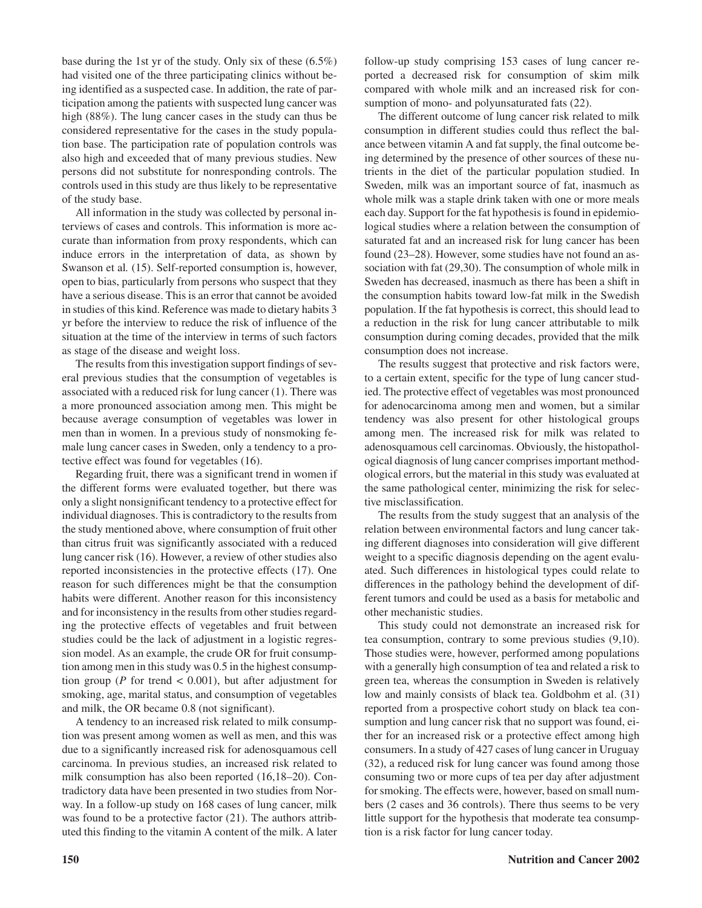base during the 1st yr of the study. Only six of these (6.5%) had visited one of the three participating clinics without being identified as a suspected case. In addition, the rate of participation among the patients with suspected lung cancer was high (88%). The lung cancer cases in the study can thus be considered representative for the cases in the study population base. The participation rate of population controls was also high and exceeded that of many previous studies. New persons did not substitute for nonresponding controls. The controls used in this study are thus likely to be representative of the study base.

All information in the study was collected by personal interviews of cases and controls. This information is more accurate than information from proxy respondents, which can induce errors in the interpretation of data, as shown by Swanson et al. (15). Self-reported consumption is, however, open to bias, particularly from persons who suspect that they have a serious disease. This is an error that cannot be avoided in studies of this kind. Reference was made to dietary habits 3 yr before the interview to reduce the risk of influence of the situation at the time of the interview in terms of such factors as stage of the disease and weight loss.

The results from this investigation support findings of several previous studies that the consumption of vegetables is associated with a reduced risk for lung cancer (1). There was a more pronounced association among men. This might be because average consumption of vegetables was lower in men than in women. In a previous study of nonsmoking female lung cancer cases in Sweden, only a tendency to a protective effect was found for vegetables (16).

Regarding fruit, there was a significant trend in women if the different forms were evaluated together, but there was only a slight nonsignificant tendency to a protective effect for individual diagnoses. This is contradictory to the results from the study mentioned above, where consumption of fruit other than citrus fruit was significantly associated with a reduced lung cancer risk (16). However, a review of other studies also reported inconsistencies in the protective effects (17). One reason for such differences might be that the consumption habits were different. Another reason for this inconsistency and for inconsistency in the results from other studies regarding the protective effects of vegetables and fruit between studies could be the lack of adjustment in a logistic regression model. As an example, the crude OR for fruit consumption among men in this study was 0.5 in the highest consumption group ($P$ for trend $< 0.001$), but after adjustment for smoking, age, marital status, and consumption of vegetables and milk, the OR became 0.8 (not significant).

A tendency to an increased risk related to milk consumption was present among women as well as men, and this was due to a significantly increased risk for adenosquamous cell carcinoma. In previous studies, an increased risk related to milk consumption has also been reported (16,18–20). Contradictory data have been presented in two studies from Norway. In a follow-up study on 168 cases of lung cancer, milk was found to be a protective factor (21). The authors attributed this finding to the vitamin A content of the milk. A later follow-up study comprising 153 cases of lung cancer reported a decreased risk for consumption of skim milk compared with whole milk and an increased risk for consumption of mono- and polyunsaturated fats (22).

The different outcome of lung cancer risk related to milk consumption in different studies could thus reflect the balance between vitamin A and fat supply, the final outcome being determined by the presence of other sources of these nutrients in the diet of the particular population studied. In Sweden, milk was an important source of fat, inasmuch as whole milk was a staple drink taken with one or more meals each day. Support for the fat hypothesis is found in epidemiological studies where a relation between the consumption of saturated fat and an increased risk for lung cancer has been found (23–28). However, some studies have not found an association with fat (29,30). The consumption of whole milk in Sweden has decreased, inasmuch as there has been a shift in the consumption habits toward low-fat milk in the Swedish population. If the fat hypothesis is correct, this should lead to a reduction in the risk for lung cancer attributable to milk consumption during coming decades, provided that the milk consumption does not increase.

The results suggest that protective and risk factors were, to a certain extent, specific for the type of lung cancer studied. The protective effect of vegetables was most pronounced for adenocarcinoma among men and women, but a similar tendency was also present for other histological groups among men. The increased risk for milk was related to adenosquamous cell carcinomas. Obviously, the histopathological diagnosis of lung cancer comprises important methodological errors, but the material in this study was evaluated at the same pathological center, minimizing the risk for selective misclassification.

The results from the study suggest that an analysis of the relation between environmental factors and lung cancer taking different diagnoses into consideration will give different weight to a specific diagnosis depending on the agent evaluated. Such differences in histological types could relate to differences in the pathology behind the development of different tumors and could be used as a basis for metabolic and other mechanistic studies.

This study could not demonstrate an increased risk for tea consumption, contrary to some previous studies (9,10). Those studies were, however, performed among populations with a generally high consumption of tea and related a risk to green tea, whereas the consumption in Sweden is relatively low and mainly consists of black tea. Goldbohm et al. (31) reported from a prospective cohort study on black tea consumption and lung cancer risk that no support was found, either for an increased risk or a protective effect among high consumers. In a study of 427 cases of lung cancer in Uruguay (32), a reduced risk for lung cancer was found among those consuming two or more cups of tea per day after adjustment for smoking. The effects were, however, based on small numbers (2 cases and 36 controls). There thus seems to be very little support for the hypothesis that moderate tea consumption is a risk factor for lung cancer today.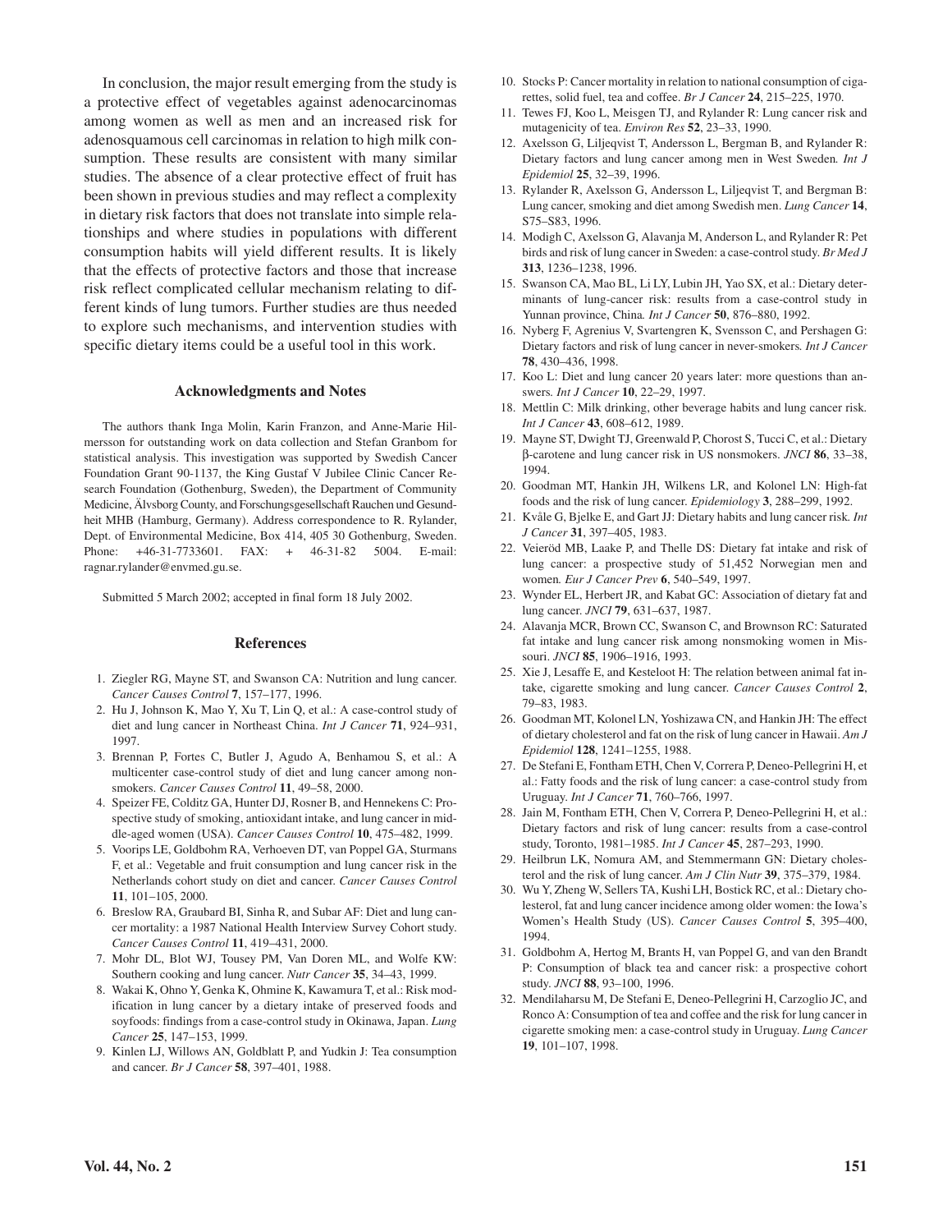In conclusion, the major result emerging from the study is a protective effect of vegetables against adenocarcinomas among women as well as men and an increased risk for adenosquamous cell carcinomas in relation to high milk consumption. These results are consistent with many similar studies. The absence of a clear protective effect of fruit has been shown in previous studies and may reflect a complexity in dietary risk factors that does not translate into simple relationships and where studies in populations with different consumption habits will yield different results. It is likely that the effects of protective factors and those that increase risk reflect complicated cellular mechanism relating to different kinds of lung tumors. Further studies are thus needed to explore such mechanisms, and intervention studies with specific dietary items could be a useful tool in this work.

### Acknowledgments and Notes

The authors thank Inga Molin, Karin Franzon, and Anne-Marie Hilmersson for outstanding work on data collection and Stefan Granbom for statistical analysis. This investigation was supported by Swedish Cancer Foundation Grant 90-1137, the King Gustaf V Jubilee Clinic Cancer Research Foundation (Gothenburg, Sweden), the Department of Community Medicine, Älvsborg County, and Forschungsgesellschaft Rauchen und Gesundheit MHB (Hamburg, Germany). Address correspondence to R. Rylander, Dept. of Environmental Medicine, Box 414, 405 30 Gothenburg, Sweden. Phone: +46-31-7733601. FAX: + 46-31-82 5004. E-mail: ragnar.rylander@envmed.gu.se.

Submitted 5 March 2002; accepted in final form 18 July 2002.

### References

1. Ziegler RG, Mayne ST, and Swanson CA: Nutrition and lung cancer. *Cancer Causes Control* **7**, 157–177, 1996.
2. Hu J, Johnson K, Mao Y, Xu T, Lin Q, et al.: A case-control study of diet and lung cancer in Northeast China. *Int J Cancer* **71**, 924–931, 1997.
3. Brennan P, Fortes C, Butler J, Agudo A, Benhamou S, et al.: A multicenter case-control study of diet and lung cancer among nonsmokers. *Cancer Causes Control* **11**, 49–58, 2000.
4. Speizer FE, Colditz GA, Hunter DJ, Rosner B, and Hennekens C: Prospective study of smoking, antioxidant intake, and lung cancer in middle-aged women (USA). *Cancer Causes Control* **10**, 475–482, 1999.
5. Voorips LE, Goldbohm RA, Verhoeven DT, van Poppel GA, Sturmans F, et al.: Vegetable and fruit consumption and lung cancer risk in the Netherlands cohort study on diet and cancer. *Cancer Causes Control* **11**, 101–105, 2000.
6. Breslow RA, Graubard BI, Sinha R, and Subar AF: Diet and lung cancer mortality: a 1987 National Health Interview Survey Cohort study. *Cancer Causes Control* **11**, 419–431, 2000.
7. Mohr DL, Blot WJ, Tousey PM, Van Doren ML, and Wolfe KW: Southern cooking and lung cancer. *Nutr Cancer* **35**, 34–43, 1999.
8. Wakai K, Ohno Y, Genka K, Ohmine K, Kawamura T, et al.: Risk modification in lung cancer by a dietary intake of preserved foods and soyfoods: findings from a case-control study in Okinawa, Japan. *Lung Cancer* **25**, 147–153, 1999.
9. Kinlen LJ, Willows AN, Goldblatt P, and Yudkin J: Tea consumption and cancer. *Br J Cancer* **58**, 397–401, 1988.
10. Stocks P: Cancer mortality in relation to national consumption of cigarettes, solid fuel, tea and coffee. *Br J Cancer* **24**, 215–225, 1970.
11. Tewes FJ, Koo L, Meisgen TJ, and Rylander R: Lung cancer risk and mutagenicity of tea. *Environ Res* **52**, 23–33, 1990.
12. Axelsson G, Liljeqvist T, Andersson L, Bergman B, and Rylander R: Dietary factors and lung cancer among men in West Sweden. *Int J Epidemiol* **25**, 32–39, 1996.
13. Rylander R, Axelsson G, Andersson L, Liljeqvist T, and Bergman B: Lung cancer, smoking and diet among Swedish men. *Lung Cancer* **14**, S75–S83, 1996.
14. Modigh C, Axelsson G, Alavanja M, Anderson L, and Rylander R: Pet birds and risk of lung cancer in Sweden: a case-control study. *Br Med J* **313**, 1236–1238, 1996.
15. Swanson CA, Mao BL, Li LY, Lubin JH, Yao SX, et al.: Dietary determinants of lung-cancer risk: results from a case-control study in Yunnan province, China. *Int J Cancer* **50**, 876–880, 1992.
16. Nyberg F, Agrenius V, Svartengren K, Svensson C, and Pershagen G: Dietary factors and risk of lung cancer in never-smokers. *Int J Cancer* **78**, 430–436, 1998.
17. Koo L: Diet and lung cancer 20 years later: more questions than answers. *Int J Cancer* **10**, 22–29, 1997.
18. Mettlin C: Milk drinking, other beverage habits and lung cancer risk. *Int J Cancer* **43**, 608–612, 1989.
19. Mayne ST, Dwight TJ, Greenwald P, Chorost S, Tucci C, et al.: Dietary β-carotene and lung cancer risk in US nonsmokers. *JNCI* **86**, 33–38, 1994.
20. Goodman MT, Hankin JH, Wilkens LR, and Kolonel LN: High-fat foods and the risk of lung cancer. *Epidemiology* **3**, 288–299, 1992.
21. Kvåle G, Bjelke E, and Gart JJ: Dietary habits and lung cancer risk. *Int J Cancer* **31**, 397–405, 1983.
22. Veieröd MB, Laake P, and Thelle DS: Dietary fat intake and risk of lung cancer: a prospective study of 51,452 Norwegian men and women. *Eur J Cancer Prev* **6**, 540–549, 1997.
23. Wynder EL, Herbert JR, and Kabat GC: Association of dietary fat and lung cancer. *JNCI* **79**, 631–637, 1987.
24. Alavanja MCR, Brown CC, Swanson C, and Brownson RC: Saturated fat intake and lung cancer risk among nonsmoking women in Missouri. *JNCI* **85**, 1906–1916, 1993.
25. Xie J, Lesaffe E, and Kesteloot H: The relation between animal fat intake, cigarette smoking and lung cancer. *Cancer Causes Control* **2**, 79–83, 1983.
26. Goodman MT, Kolonel LN, Yoshizawa CN, and Hankin JH: The effect of dietary cholesterol and fat on the risk of lung cancer in Hawaii. *Am J Epidemiol* **128**, 1241–1255, 1988.
27. De Stefani E, Fontham ETH, Chen V, Correra P, Deneo-Pellegrini H, et al.: Fatty foods and the risk of lung cancer: a case-control study from Uruguay. *Int J Cancer* **71**, 760–766, 1997.
28. Jain M, Fontham ETH, Chen V, Correra P, Deneo-Pellegrini H, et al.: Dietary factors and risk of lung cancer: results from a case-control study, Toronto, 1981–1985. *Int J Cancer* **45**, 287–293, 1990.
29. Heilbrun LK, Nomura AM, and Stemmermann GN: Dietary cholesterol and the risk of lung cancer. *Am J Clin Nutr* **39**, 375–379, 1984.
30. Wu Y, Zheng W, Sellers TA, Kushi LH, Bostick RC, et al.: Dietary cholesterol, fat and lung cancer incidence among older women: the Iowa's Women's Health Study (US). *Cancer Causes Control* **5**, 395–400, 1994.
31. Goldbohm A, Hertog M, Brants H, van Poppel G, and van den Brandt P: Consumption of black tea and cancer risk: a prospective cohort study. *JNCI* **88**, 93–100, 1996.
32. Mendilaharsu M, De Stefani E, Deneo-Pellegrini H, Carzoglio JC, and Ronco A: Consumption of tea and coffee and the risk for lung cancer in cigarette smoking men: a case-control study in Uruguay. *Lung Cancer* **19**, 101–107, 1998.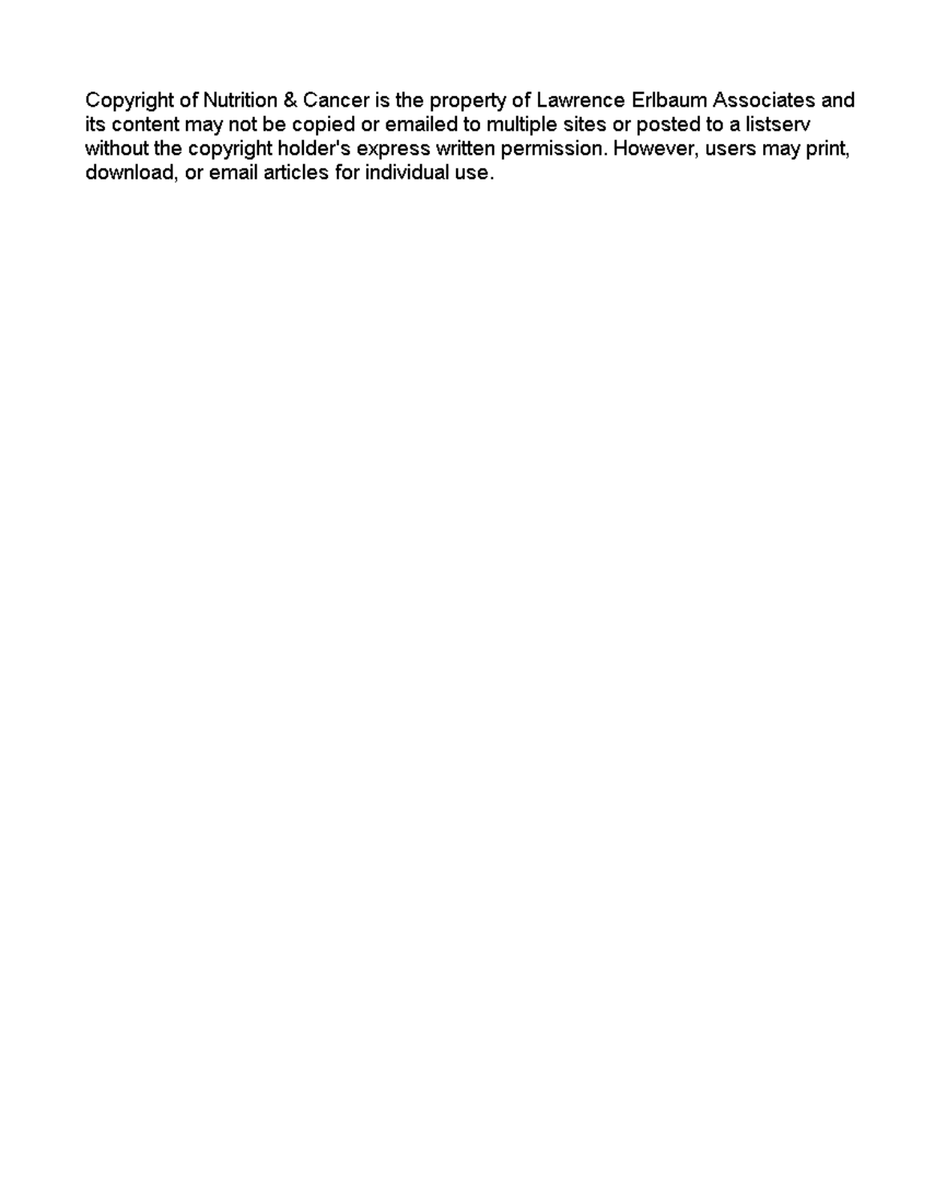Copyright of Nutrition & Cancer is the property of Lawrence Erlbaum Associates and its content may not be copied or emailed to multiple sites or posted to a listserv without the copyright holder's express written permission. However, users may print, download, or email articles for individual use.